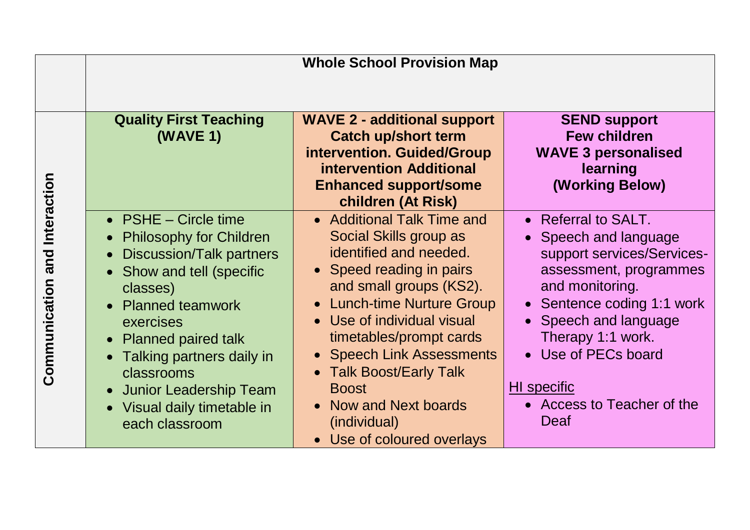| | Whole School Provision Map | | |
|---|---|---|---|
| **Communication and Interaction** | **Quality First Teaching (WAVE 1)** | **WAVE 2 - additional support Catch up/short term intervention. Guided/Group intervention Additional Enhanced support/some children (At Risk)** | **SEND support Few children WAVE 3 personalised learning (Working Below)** |
| | • PSHE – Circle time<br>• Philosophy for Children<br>• Discussion/Talk partners<br>• Show and tell (specific classes)<br>• Planned teamwork exercises<br>• Planned paired talk<br>• Talking partners daily in classrooms<br>• Junior Leadership Team<br>• Visual daily timetable in each classroom | • Additional Talk Time and Social Skills group as identified and needed.<br>• Speed reading in pairs and small groups (KS2).<br>• Lunch-time Nurture Group<br>• Use of individual visual timetables/prompt cards<br>• Speech Link Assessments<br>• Talk Boost/Early Talk Boost<br>• Now and Next boards (individual)<br>• Use of coloured overlays | • Referral to SALT.<br>• Speech and language support services/Services-assessment, programmes and monitoring.<br>• Sentence coding 1:1 work<br>• Speech and language Therapy 1:1 work.<br>• Use of PECs board<br><br><u>HI specific</u><br>• Access to Teacher of the Deaf |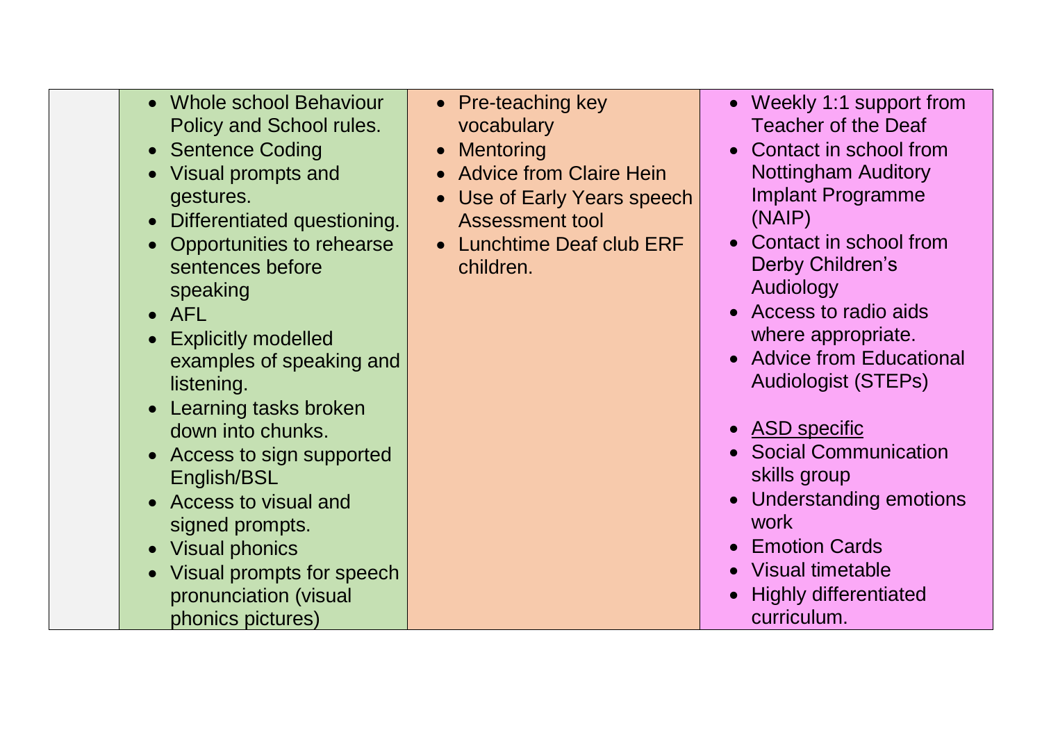| | | | |
|---|---|---|---|
| | • Whole school Behaviour Policy and School rules.<br>• Sentence Coding<br>• Visual prompts and gestures.<br>• Differentiated questioning.<br>• Opportunities to rehearse sentences before speaking<br>• AFL<br>• Explicitly modelled examples of speaking and listening.<br>• Learning tasks broken down into chunks.<br>• Access to sign supported English/BSL<br>• Access to visual and signed prompts.<br>• Visual phonics<br>• Visual prompts for speech pronunciation (visual phonics pictures) | • Pre-teaching key vocabulary<br>• Mentoring<br>• Advice from Claire Hein<br>• Use of Early Years speech Assessment tool<br>• Lunchtime Deaf club ERF children. | • Weekly 1:1 support from Teacher of the Deaf<br>• Contact in school from Nottingham Auditory Implant Programme (NAIP)<br>• Contact in school from Derby Children's Audiology<br>• Access to radio aids where appropriate.<br>• Advice from Educational Audiologist (STEPs)<br><br>• <u>ASD specific</u><br>• Social Communication skills group<br>• Understanding emotions work<br>• Emotion Cards<br>• Visual timetable<br>• Highly differentiated curriculum. |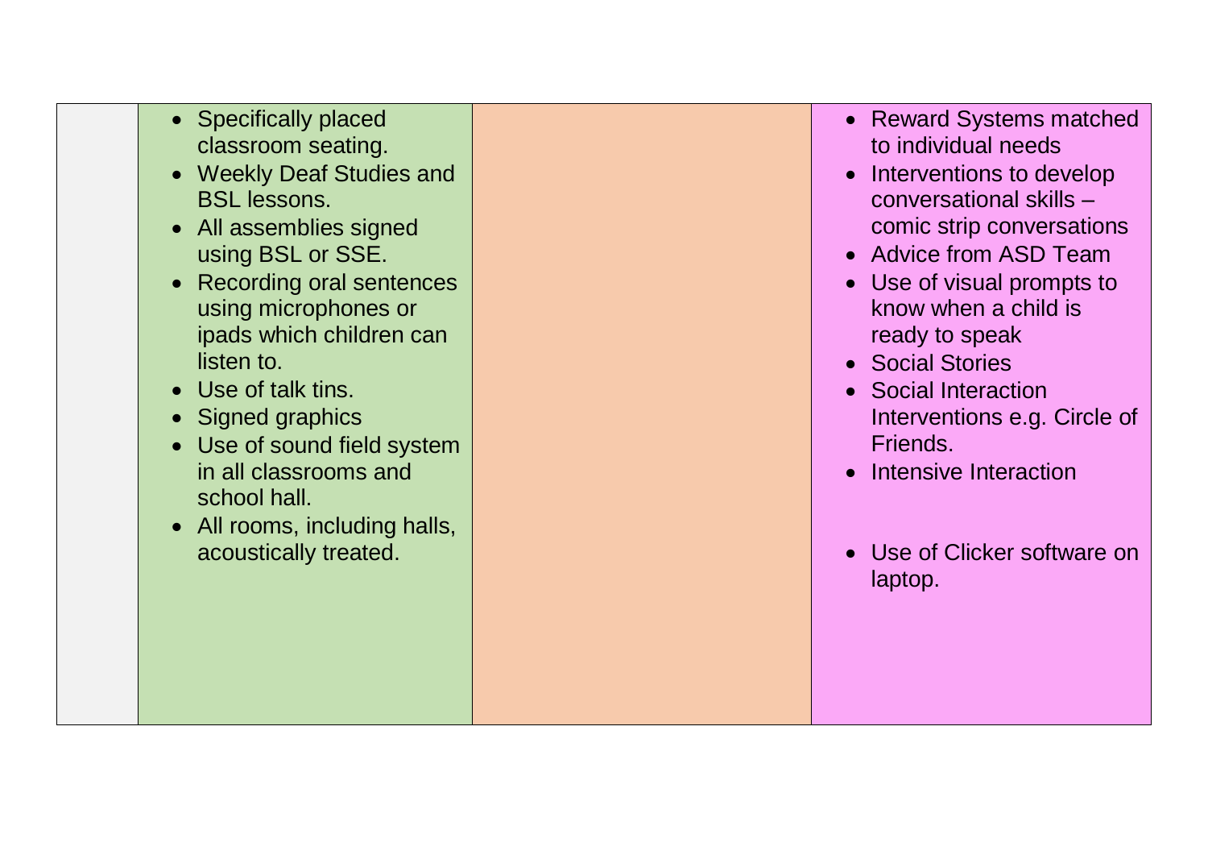| | | | |
|---|---|---|---|
| | • Specifically placed classroom seating.<br>• Weekly Deaf Studies and BSL lessons.<br>• All assemblies signed using BSL or SSE.<br>• Recording oral sentences using microphones or ipads which children can listen to.<br>• Use of talk tins.<br>• Signed graphics<br>• Use of sound field system in all classrooms and school hall.<br>• All rooms, including halls, acoustically treated. | | • Reward Systems matched to individual needs<br>• Interventions to develop conversational skills – comic strip conversations<br>• Advice from ASD Team<br>• Use of visual prompts to know when a child is ready to speak<br>• Social Stories<br>• Social Interaction Interventions e.g. Circle of Friends.<br>• Intensive Interaction<br>• Use of Clicker software on laptop. |